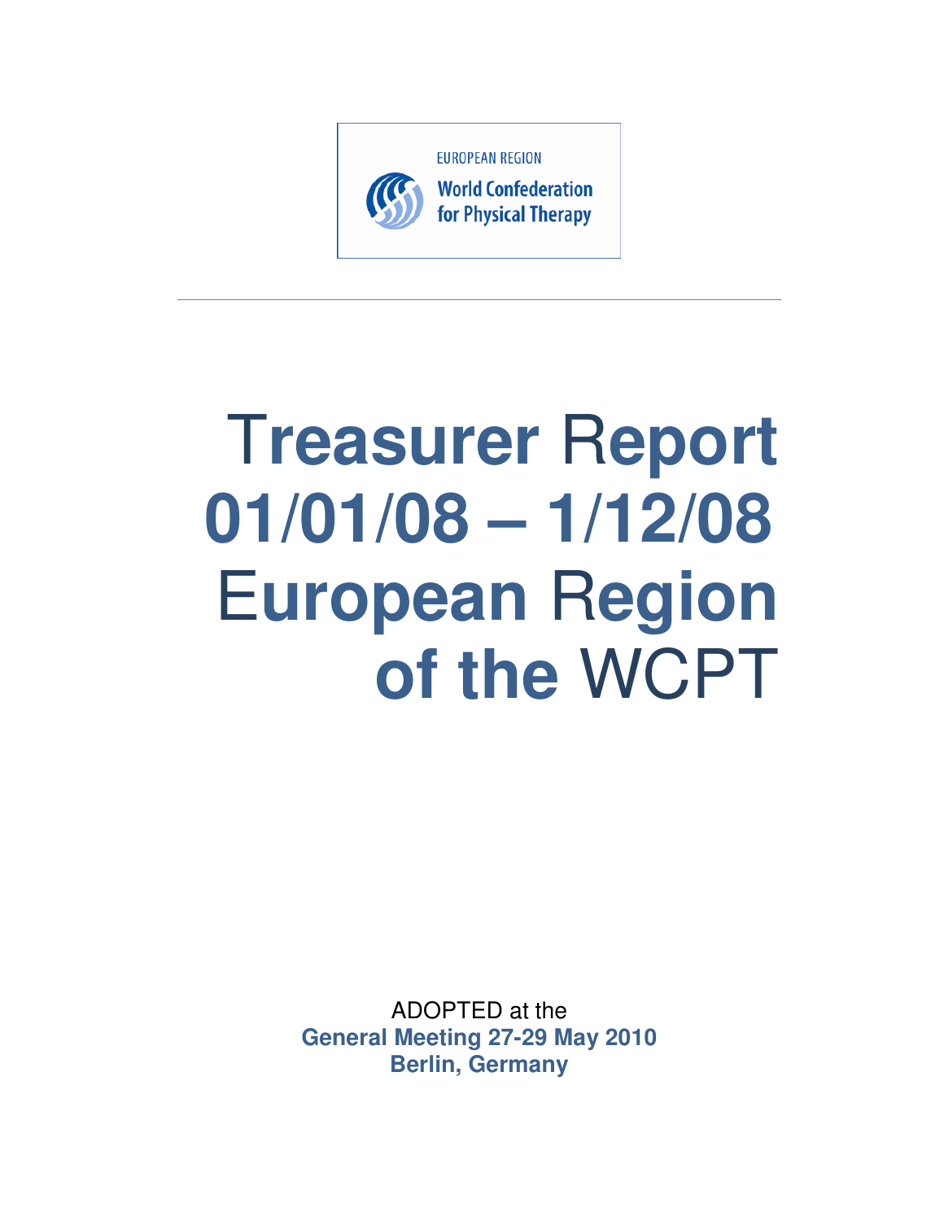EUROPEAN REGION

World Confederation for Physical Therapy

# Treasurer Report 01/01/08 – 1/12/08 European Region of the WCPT

ADOPTED at the

**General Meeting 27-29 May 2010**

**Berlin, Germany**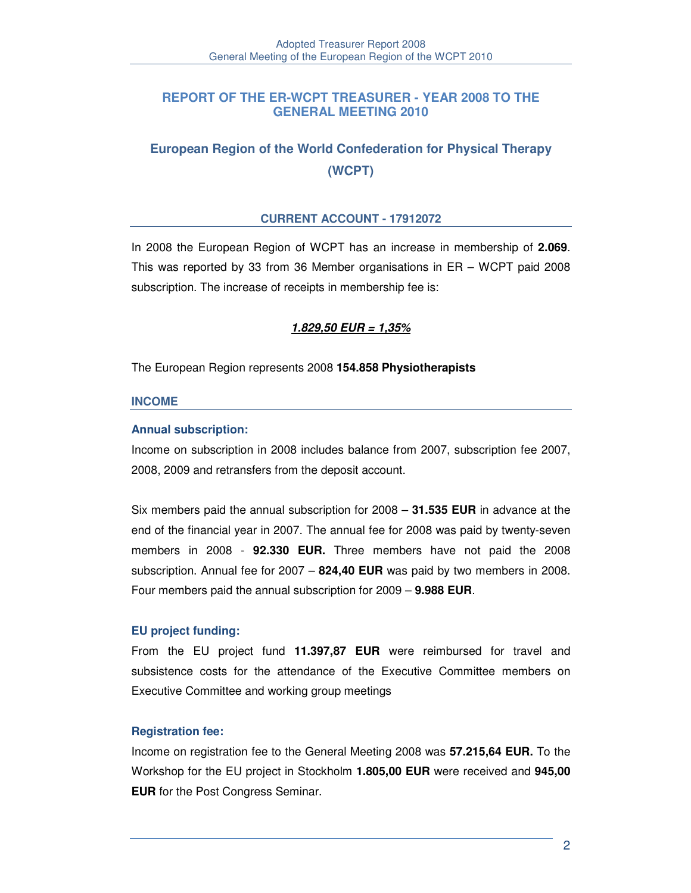## REPORT OF THE ER-WCPT TREASURER - YEAR 2008 TO THE GENERAL MEETING 2010

## European Region of the World Confederation for Physical Therapy (WCPT)

### CURRENT ACCOUNT - 17912072

In 2008 the European Region of WCPT has an increase in membership of **2.069**. This was reported by 33 from 36 Member organisations in ER – WCPT paid 2008 subscription. The increase of receipts in membership fee is:

***1.829,50 EUR = 1,35%***

The European Region represents 2008 **154.858 Physiotherapists**

### INCOME

#### Annual subscription:

Income on subscription in 2008 includes balance from 2007, subscription fee 2007, 2008, 2009 and retransfers from the deposit account.

Six members paid the annual subscription for 2008 – **31.535 EUR** in advance at the end of the financial year in 2007. The annual fee for 2008 was paid by twenty-seven members in 2008 - **92.330 EUR.** Three members have not paid the 2008 subscription. Annual fee for 2007 – **824,40 EUR** was paid by two members in 2008. Four members paid the annual subscription for 2009 – **9.988 EUR**.

#### EU project funding:

From the EU project fund **11.397,87 EUR** were reimbursed for travel and subsistence costs for the attendance of the Executive Committee members on Executive Committee and working group meetings

#### Registration fee:

Income on registration fee to the General Meeting 2008 was **57.215,64 EUR.** To the Workshop for the EU project in Stockholm **1.805,00 EUR** were received and **945,00 EUR** for the Post Congress Seminar.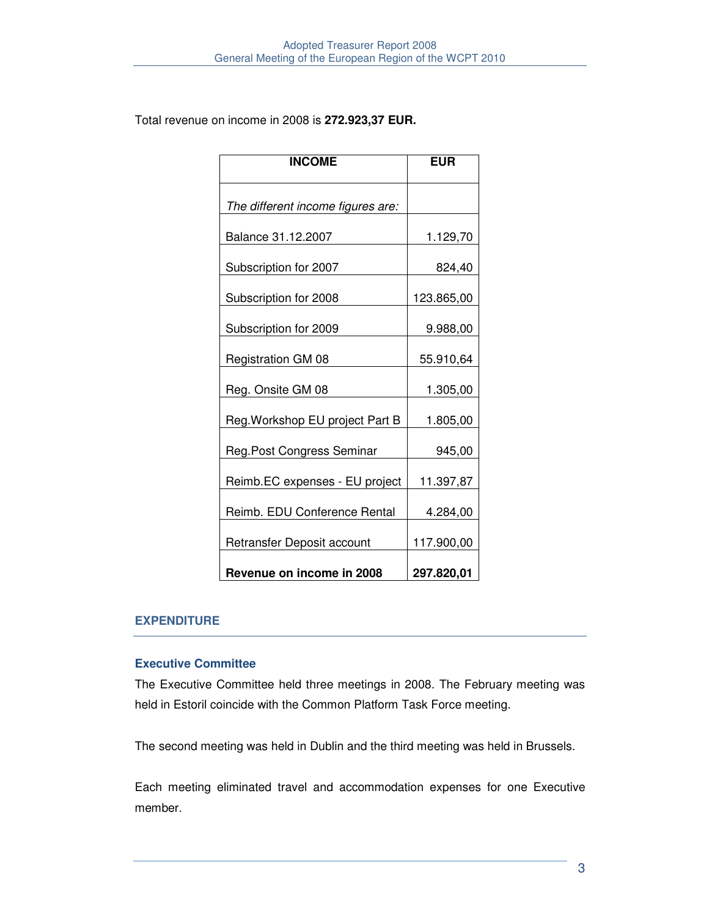Total revenue on income in 2008 is **272.923,37 EUR.**

| INCOME | EUR |
|---|---|
| *The different income figures are:* | |
| Balance 31.12.2007 | 1.129,70 |
| Subscription for 2007 | 824,40 |
| Subscription for 2008 | 123.865,00 |
| Subscription for 2009 | 9.988,00 |
| Registration GM 08 | 55.910,64 |
| Reg. Onsite GM 08 | 1.305,00 |
| Reg.Workshop EU project Part B | 1.805,00 |
| Reg.Post Congress Seminar | 945,00 |
| Reimb.EC expenses - EU project | 11.397,87 |
| Reimb. EDU Conference Rental | 4.284,00 |
| Retransfer Deposit account | 117.900,00 |
| **Revenue on income in 2008** | **297.820,01** |

## EXPENDITURE

### Executive Committee

The Executive Committee held three meetings in 2008. The February meeting was held in Estoril coincide with the Common Platform Task Force meeting.

The second meeting was held in Dublin and the third meeting was held in Brussels.

Each meeting eliminated travel and accommodation expenses for one Executive member.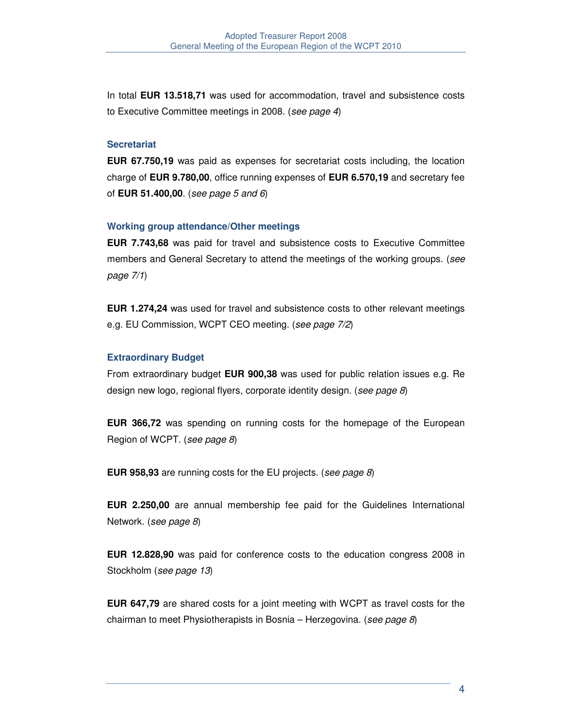In total **EUR 13.518,71** was used for accommodation, travel and subsistence costs to Executive Committee meetings in 2008. (*see page 4*)

### Secretariat

**EUR 67.750,19** was paid as expenses for secretariat costs including, the location charge of **EUR 9.780,00**, office running expenses of **EUR 6.570,19** and secretary fee of **EUR 51.400,00**. (*see page 5 and 6*)

### Working group attendance/Other meetings

**EUR 7.743,68** was paid for travel and subsistence costs to Executive Committee members and General Secretary to attend the meetings of the working groups. (*see page 7/1*)

**EUR 1.274,24** was used for travel and subsistence costs to other relevant meetings e.g. EU Commission, WCPT CEO meeting. (*see page 7/2*)

### Extraordinary Budget

From extraordinary budget **EUR 900,38** was used for public relation issues e.g. Re design new logo, regional flyers, corporate identity design. (*see page 8*)

**EUR 366,72** was spending on running costs for the homepage of the European Region of WCPT. (*see page 8*)

**EUR 958,93** are running costs for the EU projects. (*see page 8*)

**EUR 2.250,00** are annual membership fee paid for the Guidelines International Network. (*see page 8*)

**EUR 12.828,90** was paid for conference costs to the education congress 2008 in Stockholm (*see page 13*)

**EUR 647,79** are shared costs for a joint meeting with WCPT as travel costs for the chairman to meet Physiotherapists in Bosnia – Herzegovina. (*see page 8*)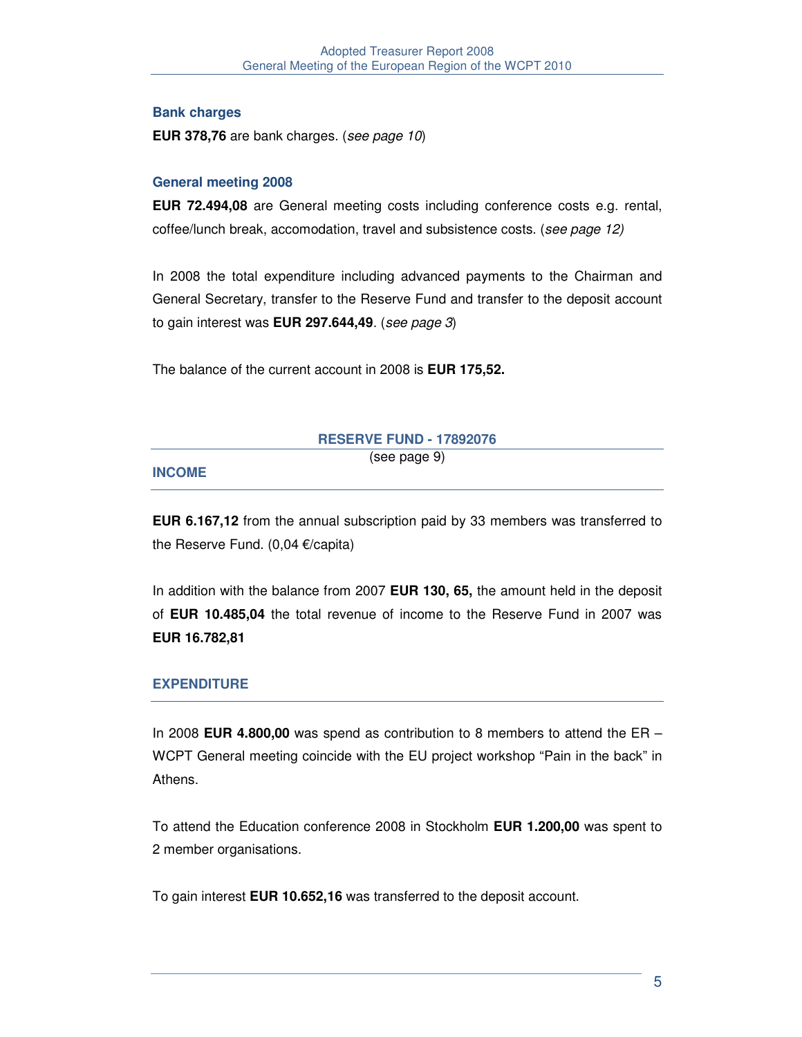### Bank charges

**EUR 378,76** are bank charges. (*see page 10*)

### General meeting 2008

**EUR 72.494,08** are General meeting costs including conference costs e.g. rental, coffee/lunch break, accomodation, travel and subsistence costs. (*see page 12)*

In 2008 the total expenditure including advanced payments to the Chairman and General Secretary, transfer to the Reserve Fund and transfer to the deposit account to gain interest was **EUR 297.644,49**. (*see page 3*)

The balance of the current account in 2008 is **EUR 175,52.**

## RESERVE FUND - 17892076

(see page 9)

### INCOME

**EUR 6.167,12** from the annual subscription paid by 33 members was transferred to the Reserve Fund. (0,04 €/capita)

In addition with the balance from 2007 **EUR 130, 65,** the amount held in the deposit of **EUR 10.485,04** the total revenue of income to the Reserve Fund in 2007 was **EUR 16.782,81**

### EXPENDITURE

In 2008 **EUR 4.800,00** was spend as contribution to 8 members to attend the ER – WCPT General meeting coincide with the EU project workshop "Pain in the back" in Athens.

To attend the Education conference 2008 in Stockholm **EUR 1.200,00** was spent to 2 member organisations.

To gain interest **EUR 10.652,16** was transferred to the deposit account.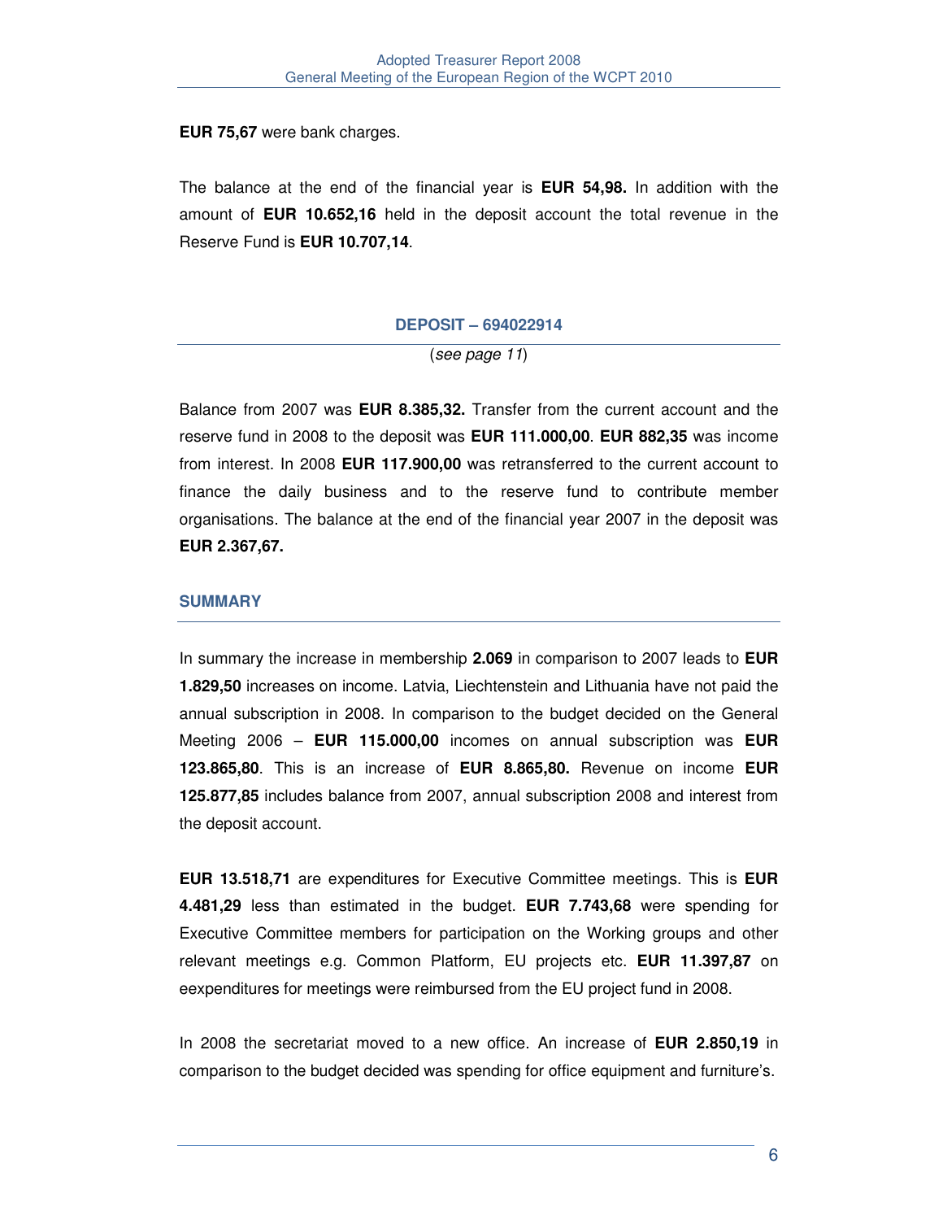**EUR 75,67** were bank charges.

The balance at the end of the financial year is **EUR 54,98.** In addition with the amount of **EUR 10.652,16** held in the deposit account the total revenue in the Reserve Fund is **EUR 10.707,14**.

## DEPOSIT – 694022914

(*see page 11*)

Balance from 2007 was **EUR 8.385,32.** Transfer from the current account and the reserve fund in 2008 to the deposit was **EUR 111.000,00**. **EUR 882,35** was income from interest. In 2008 **EUR 117.900,00** was retransferred to the current account to finance the daily business and to the reserve fund to contribute member organisations. The balance at the end of the financial year 2007 in the deposit was **EUR 2.367,67.**

## SUMMARY

In summary the increase in membership **2.069** in comparison to 2007 leads to **EUR 1.829,50** increases on income. Latvia, Liechtenstein and Lithuania have not paid the annual subscription in 2008. In comparison to the budget decided on the General Meeting 2006 – **EUR 115.000,00** incomes on annual subscription was **EUR 123.865,80**. This is an increase of **EUR 8.865,80.** Revenue on income **EUR 125.877,85** includes balance from 2007, annual subscription 2008 and interest from the deposit account.

**EUR 13.518,71** are expenditures for Executive Committee meetings. This is **EUR 4.481,29** less than estimated in the budget. **EUR 7.743,68** were spending for Executive Committee members for participation on the Working groups and other relevant meetings e.g. Common Platform, EU projects etc. **EUR 11.397,87** on eexpenditures for meetings were reimbursed from the EU project fund in 2008.

In 2008 the secretariat moved to a new office. An increase of **EUR 2.850,19** in comparison to the budget decided was spending for office equipment and furniture's.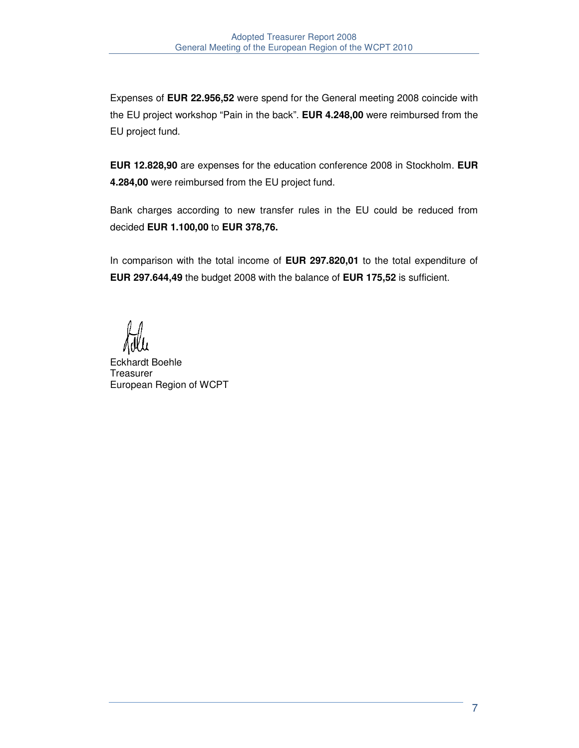Expenses of **EUR 22.956,52** were spend for the General meeting 2008 coincide with the EU project workshop “Pain in the back”. **EUR 4.248,00** were reimbursed from the EU project fund.

**EUR 12.828,90** are expenses for the education conference 2008 in Stockholm. **EUR 4.284,00** were reimbursed from the EU project fund.

Bank charges according to new transfer rules in the EU could be reduced from decided **EUR 1.100,00** to **EUR 378,76.**

In comparison with the total income of **EUR 297.820,01** to the total expenditure of **EUR 297.644,49** the budget 2008 with the balance of **EUR 175,52** is sufficient.

Eckhardt Boehle
Treasurer
European Region of WCPT